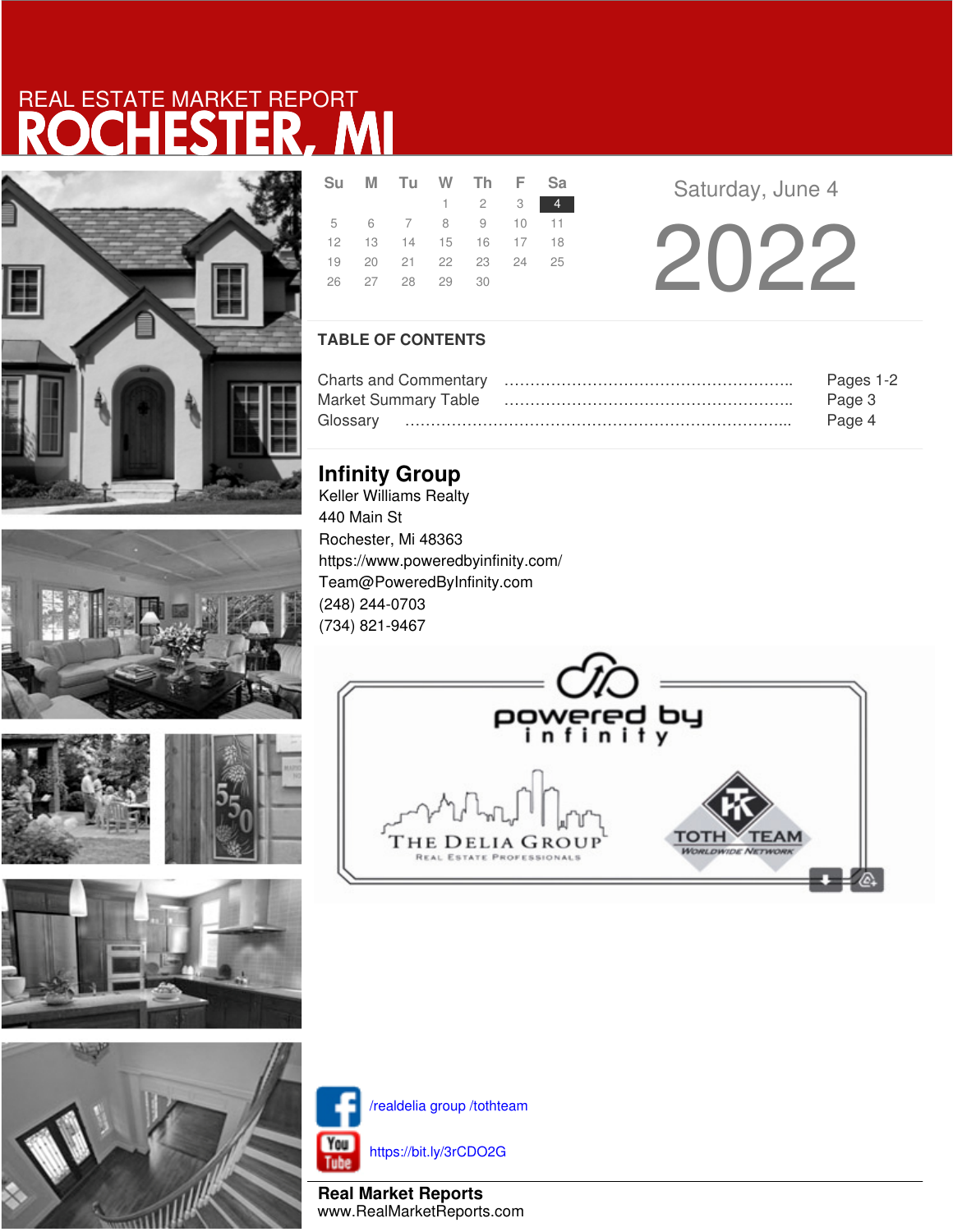REAL ESTATE MARKET REPORT

# ROCHESTER, MI

| Su | M | Tu | W | Th | F | Sa |
|---|---|---|---|---|---|---|
| | | | 1 | 2 | 3 | 4 |
| 5 | 6 | 7 | 8 | 9 | 10 | 11 |
| 12 | 13 | 14 | 15 | 16 | 17 | 18 |
| 19 | 20 | 21 | 22 | 23 | 24 | 25 |
| 26 | 27 | 28 | 29 | 30 | | |

Saturday, June 4

2022

## TABLE OF CONTENTS

Charts and Commentary ………………………………………………….. Pages 1-2
Market Summary Table ………………………………………………….. Page 3
Glossary ………………………………………………………………….... Page 4

## Infinity Group

Keller Williams Realty
440 Main St
Rochester, Mi 48363
https://www.poweredbyinfinity.com/
Team@PoweredByInfinity.com
(248) 244-0703
(734) 821-9467

/realdelia group /tothteam

https://bit.ly/3rCDO2G

**Real Market Reports**
www.RealMarketReports.com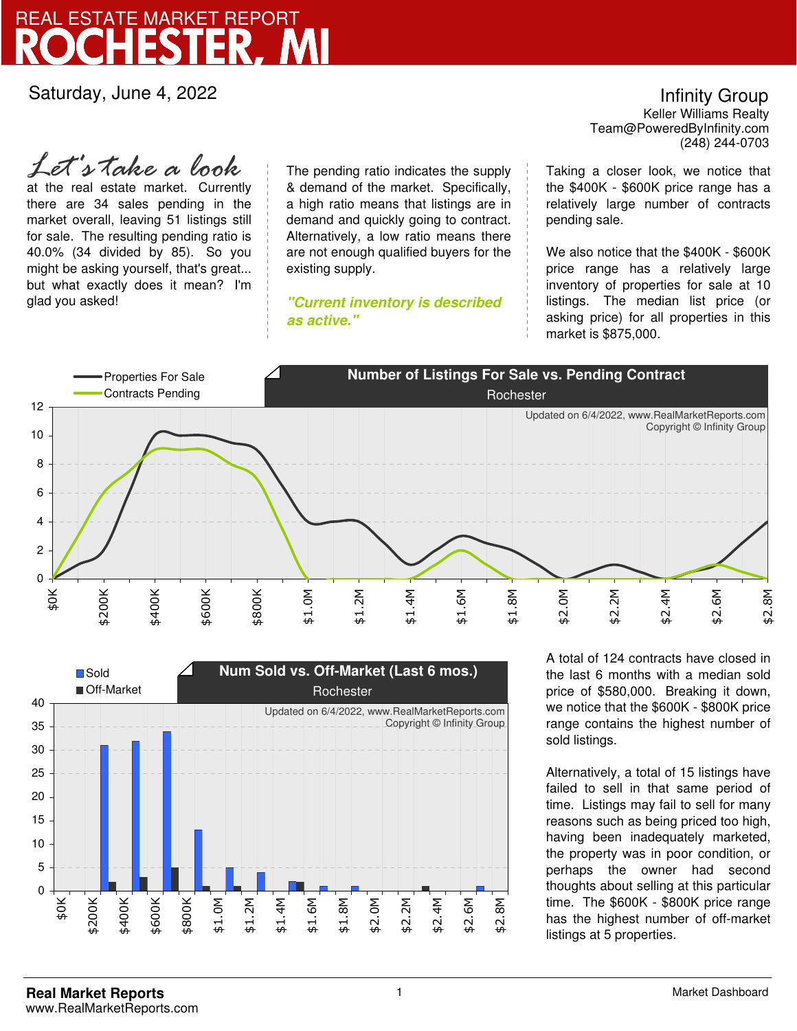# REAL ESTATE MARKET REPORT
# ROCHESTER, MI

Saturday, June 4, 2022

**Infinity Group**
Keller Williams Realty
Team@PoweredByInfinity.com
(248) 244-0703

*Let's take a look* at the real estate market. Currently there are 34 sales pending in the market overall, leaving 51 listings still for sale. The resulting pending ratio is 40.0% (34 divided by 85). So you might be asking yourself, that's great... but what exactly does it mean? I'm glad you asked!

The pending ratio indicates the supply & demand of the market. Specifically, a high ratio means that listings are in demand and quickly going to contract. Alternatively, a low ratio means there are not enough qualified buyers for the existing supply.

***"Current inventory is described as active."***

Taking a closer look, we notice that the $400K - $600K price range has a relatively large number of contracts pending sale.

We also notice that the $400K - $600K price range has a relatively large inventory of properties for sale at 10 listings. The median list price (or asking price) for all properties in this market is $875,000.

**Number of Listings For Sale vs. Pending Contract**
Rochester

Updated on 6/4/2022, www.RealMarketReports.com
Copyright © Infinity Group

**Num Sold vs. Off-Market (Last 6 mos.)**
Rochester

Updated on 6/4/2022, www.RealMarketReports.com
Copyright © Infinity Group

A total of 124 contracts have closed in the last 6 months with a median sold price of $580,000. Breaking it down, we notice that the $600K - $800K price range contains the highest number of sold listings.

Alternatively, a total of 15 listings have failed to sell in that same period of time. Listings may fail to sell for many reasons such as being priced too high, having been inadequately marketed, the property was in poor condition, or perhaps the owner had second thoughts about selling at this particular time. The $600K - $800K price range has the highest number of off-market listings at 5 properties.

**Real Market Reports**
www.RealMarketReports.com

Market Dashboard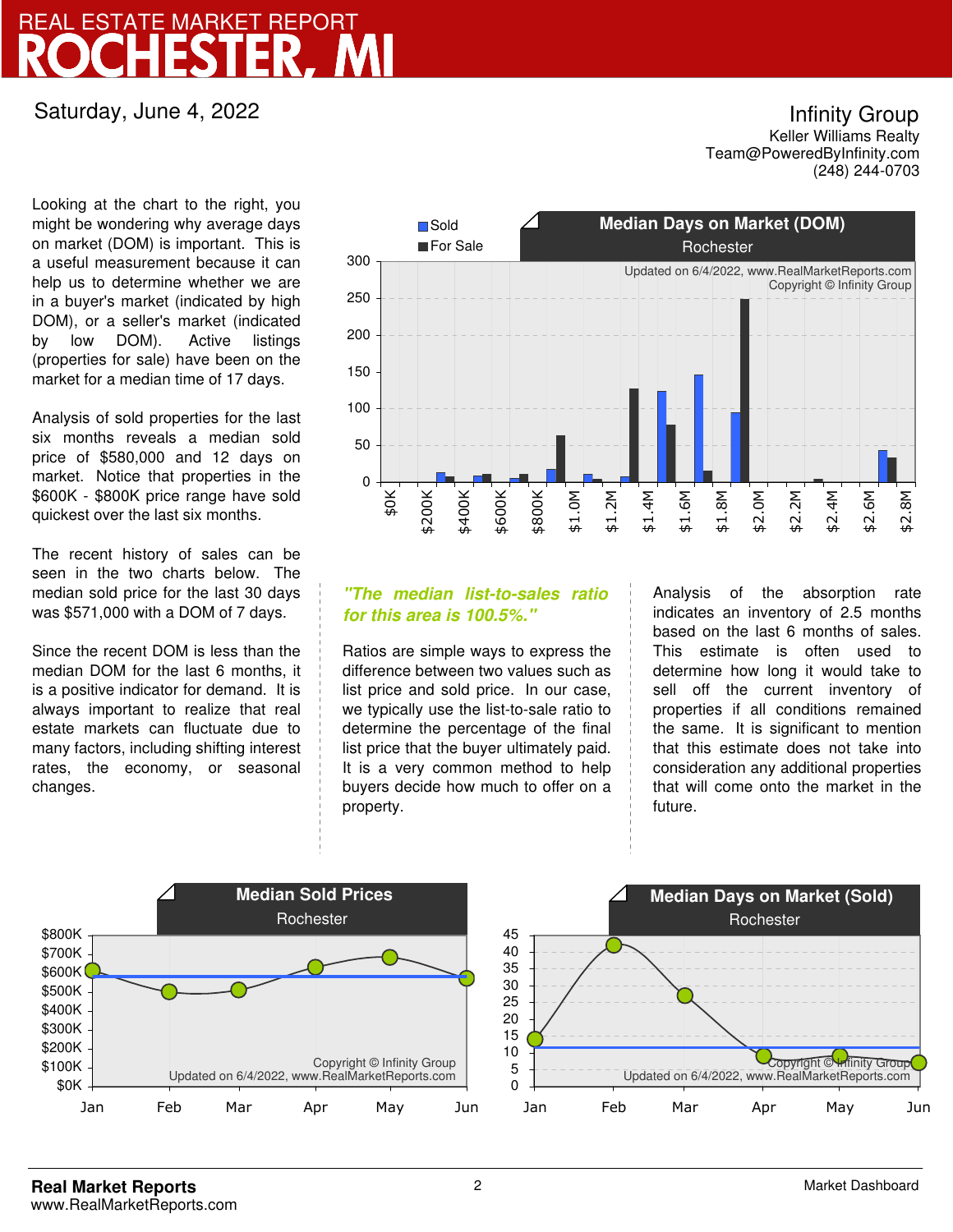# REAL ESTATE MARKET REPORT
# ROCHESTER, MI

Saturday, June 4, 2022

**Infinity Group**
Keller Williams Realty
Team@PoweredByInfinity.com
(248) 244-0703

Looking at the chart to the right, you might be wondering why average days on market (DOM) is important. This is a useful measurement because it can help us to determine whether we are in a buyer's market (indicated by high DOM), or a seller's market (indicated by low DOM). Active listings (properties for sale) have been on the market for a median time of 17 days.

Analysis of sold properties for the last six months reveals a median sold price of $580,000 and 12 days on market. Notice that properties in the $600K - $800K price range have sold quickest over the last six months.

The recent history of sales can be seen in the two charts below. The median sold price for the last 30 days was $571,000 with a DOM of 7 days.

Since the recent DOM is less than the median DOM for the last 6 months, it is a positive indicator for demand. It is always important to realize that real estate markets can fluctuate due to many factors, including shifting interest rates, the economy, or seasonal changes.

**Median Days on Market (DOM)**
Rochester

Updated on 6/4/2022, www.RealMarketReports.com
Copyright © Infinity Group

*"The median list-to-sales ratio for this area is 100.5%."*

Ratios are simple ways to express the difference between two values such as list price and sold price. In our case, we typically use the list-to-sale ratio to determine the percentage of the final list price that the buyer ultimately paid. It is a very common method to help buyers decide how much to offer on a property.

Analysis of the absorption rate indicates an inventory of 2.5 months based on the last 6 months of sales. This estimate is often used to determine how long it would take to sell off the current inventory of properties if all conditions remained the same. It is significant to mention that this estimate does not take into consideration any additional properties that will come onto the market in the future.

**Median Sold Prices**
Rochester

Copyright © Infinity Group
Updated on 6/4/2022, www.RealMarketReports.com

**Median Days on Market (Sold)**
Rochester

Copyright © Infinity Group
Updated on 6/4/2022, www.RealMarketReports.com

**Real Market Reports**
www.RealMarketReports.com

Market Dashboard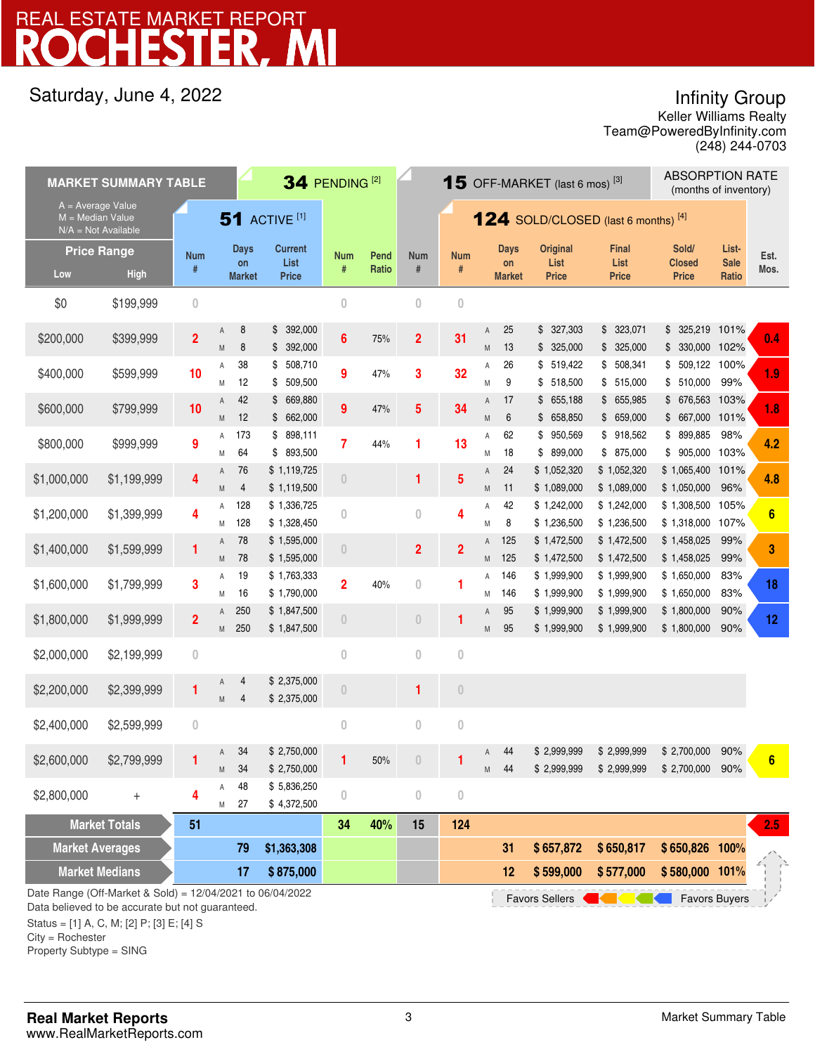# REAL ESTATE MARKET REPORT
# ROCHESTER, MI

Saturday, June 4, 2022

Infinity Group
Keller Williams Realty
Team@PoweredByInfinity.com
(248) 244-0703

## MARKET SUMMARY TABLE

A = Average Value
M = Median Value
N/A = Not Available

| Price Range Low | Price Range High | 51 ACTIVE [1] Num # | | Days on Market | Current List Price | 34 PENDING [2] Num # | Pend Ratio | 15 OFF-MARKET (last 6 mos) [3] Num # | 124 SOLD/CLOSED (last 6 months) [4] Num # | | Days on Market | Original List Price | Final List Price | Sold/ Closed Price | List-Sale Ratio | ABSORPTION RATE (months of inventory) Est. Mos. |
|---|---|---|---|---|---|---|---|---|---|---|---|---|---|---|---|---|
| $0 | $199,999 | 0 | | | | 0 | | 0 | 0 | | | | | | | |
| $200,000 | $399,999 | 2 | A | 8 | $ 392,000 | 6 | 75% | 2 | 31 | A | 25 | $ 327,303 | $ 323,071 | $ 325,219 | 101% | 0.4 |
| | | | M | 8 | $ 392,000 | | | | | M | 13 | $ 325,000 | $ 325,000 | $ 330,000 | 102% | |
| $400,000 | $599,999 | 10 | A | 38 | $ 508,710 | 9 | 47% | 3 | 32 | A | 26 | $ 519,422 | $ 508,341 | $ 509,122 | 100% | 1.9 |
| | | | M | 12 | $ 509,500 | | | | | M | 9 | $ 518,500 | $ 515,000 | $ 510,000 | 99% | |
| $600,000 | $799,999 | 10 | A | 42 | $ 669,880 | 9 | 47% | 5 | 34 | A | 17 | $ 655,188 | $ 655,985 | $ 676,563 | 103% | 1.8 |
| | | | M | 12 | $ 662,000 | | | | | M | 6 | $ 658,850 | $ 659,000 | $ 667,000 | 101% | |
| $800,000 | $999,999 | 9 | A | 173 | $ 898,111 | 7 | 44% | 1 | 13 | A | 62 | $ 950,569 | $ 918,562 | $ 899,885 | 98% | 4.2 |
| | | | M | 64 | $ 893,500 | | | | | M | 18 | $ 899,000 | $ 875,000 | $ 905,000 | 103% | |
| $1,000,000 | $1,199,999 | 4 | A | 76 | $ 1,119,725 | 0 | | 1 | 5 | A | 24 | $ 1,052,320 | $ 1,052,320 | $ 1,065,400 | 101% | 4.8 |
| | | | M | 4 | $ 1,119,500 | | | | | M | 11 | $ 1,089,000 | $ 1,089,000 | $ 1,050,000 | 96% | |
| $1,200,000 | $1,399,999 | 4 | A | 128 | $ 1,336,725 | 0 | | 0 | 4 | A | 42 | $ 1,242,000 | $ 1,242,000 | $ 1,308,500 | 105% | 6 |
| | | | M | 128 | $ 1,328,450 | | | | | M | 8 | $ 1,236,500 | $ 1,236,500 | $ 1,318,000 | 107% | |
| $1,400,000 | $1,599,999 | 1 | A | 78 | $ 1,595,000 | 0 | | 2 | 2 | A | 125 | $ 1,472,500 | $ 1,472,500 | $ 1,458,025 | 99% | 3 |
| | | | M | 78 | $ 1,595,000 | | | | | M | 125 | $ 1,472,500 | $ 1,472,500 | $ 1,458,025 | 99% | |
| $1,600,000 | $1,799,999 | 3 | A | 19 | $ 1,763,333 | 2 | 40% | 0 | 1 | A | 146 | $ 1,999,900 | $ 1,999,900 | $ 1,650,000 | 83% | 18 |
| | | | M | 16 | $ 1,790,000 | | | | | M | 146 | $ 1,999,900 | $ 1,999,900 | $ 1,650,000 | 83% | |
| $1,800,000 | $1,999,999 | 2 | A | 250 | $ 1,847,500 | 0 | | 0 | 1 | A | 95 | $ 1,999,900 | $ 1,999,900 | $ 1,800,000 | 90% | 12 |
| | | | M | 250 | $ 1,847,500 | | | | | M | 95 | $ 1,999,900 | $ 1,999,900 | $ 1,800,000 | 90% | |
| $2,000,000 | $2,199,999 | 0 | | | | 0 | | 0 | 0 | | | | | | | |
| $2,200,000 | $2,399,999 | 1 | A | 4 | $ 2,375,000 | 0 | | 1 | 0 | | | | | | | |
| | | | M | 4 | $ 2,375,000 | | | | | | | | | | | |
| $2,400,000 | $2,599,999 | 0 | | | | 0 | | 0 | 0 | | | | | | | |
| $2,600,000 | $2,799,999 | 1 | A | 34 | $ 2,750,000 | 1 | 50% | 0 | 1 | A | 44 | $ 2,999,999 | $ 2,999,999 | $ 2,700,000 | 90% | 6 |
| | | | M | 34 | $ 2,750,000 | | | | | M | 44 | $ 2,999,999 | $ 2,999,999 | $ 2,700,000 | 90% | |
| $2,800,000 | + | 4 | A | 48 | $ 5,836,250 | 0 | | 0 | 0 | | | | | | | |
| | | | M | 27 | $ 4,372,500 | | | | | | | | | | | |
| **Market Totals** | | **51** | | | | **34** | **40%** | **15** | **124** | | | | | | | **2.5** |
| **Market Averages** | | | | **79** | **$1,363,308** | | | | | | **31** | **$ 657,872** | **$ 650,817** | **$ 650,826** | **100%** | |
| **Market Medians** | | | | **17** | **$ 875,000** | | | | | | **12** | **$ 599,000** | **$ 577,000** | **$ 580,000** | **101%** | |

Favors Sellers ← → Favors Buyers

Date Range (Off-Market & Sold) = 12/04/2021 to 06/04/2022
Data believed to be accurate but not guaranteed.
Status = [1] A, C, M; [2] P; [3] E; [4] S
City = Rochester
Property Subtype = SING

**Real Market Reports**
www.RealMarketReports.com

Market Summary Table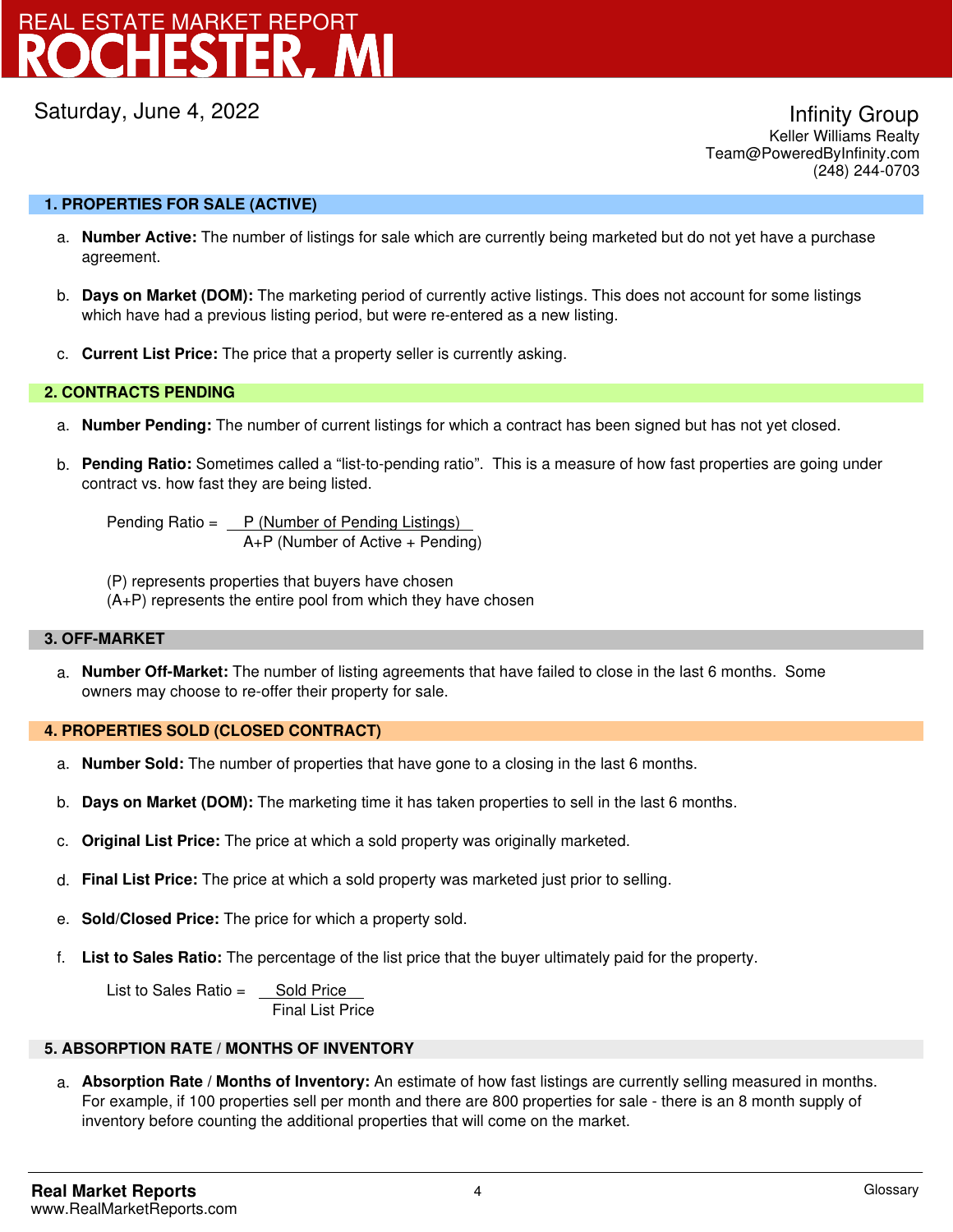# REAL ESTATE MARKET REPORT ROCHESTER, MI

Saturday, June 4, 2022

Infinity Group
Keller Williams Realty
Team@PoweredByInfinity.com
(248) 244-0703

## 1. PROPERTIES FOR SALE (ACTIVE)

a. **Number Active:** The number of listings for sale which are currently being marketed but do not yet have a purchase agreement.

b. **Days on Market (DOM):** The marketing period of currently active listings. This does not account for some listings which have had a previous listing period, but were re-entered as a new listing.

c. **Current List Price:** The price that a property seller is currently asking.

## 2. CONTRACTS PENDING

a. **Number Pending:** The number of current listings for which a contract has been signed but has not yet closed.

b. **Pending Ratio:** Sometimes called a "list-to-pending ratio". This is a measure of how fast properties are going under contract vs. how fast they are being listed.

$$\text{Pending Ratio} = \frac{\text{P (Number of Pending Listings)}}{\text{A+P (Number of Active + Pending)}}$$

(P) represents properties that buyers have chosen
(A+P) represents the entire pool from which they have chosen

## 3. OFF-MARKET

a. **Number Off-Market:** The number of listing agreements that have failed to close in the last 6 months. Some owners may choose to re-offer their property for sale.

## 4. PROPERTIES SOLD (CLOSED CONTRACT)

a. **Number Sold:** The number of properties that have gone to a closing in the last 6 months.

b. **Days on Market (DOM):** The marketing time it has taken properties to sell in the last 6 months.

c. **Original List Price:** The price at which a sold property was originally marketed.

d. **Final List Price:** The price at which a sold property was marketed just prior to selling.

e. **Sold/Closed Price:** The price for which a property sold.

f. **List to Sales Ratio:** The percentage of the list price that the buyer ultimately paid for the property.

$$\text{List to Sales Ratio} = \frac{\text{Sold Price}}{\text{Final List Price}}$$

## 5. ABSORPTION RATE / MONTHS OF INVENTORY

a. **Absorption Rate / Months of Inventory:** An estimate of how fast listings are currently selling measured in months. For example, if 100 properties sell per month and there are 800 properties for sale - there is an 8 month supply of inventory before counting the additional properties that will come on the market.